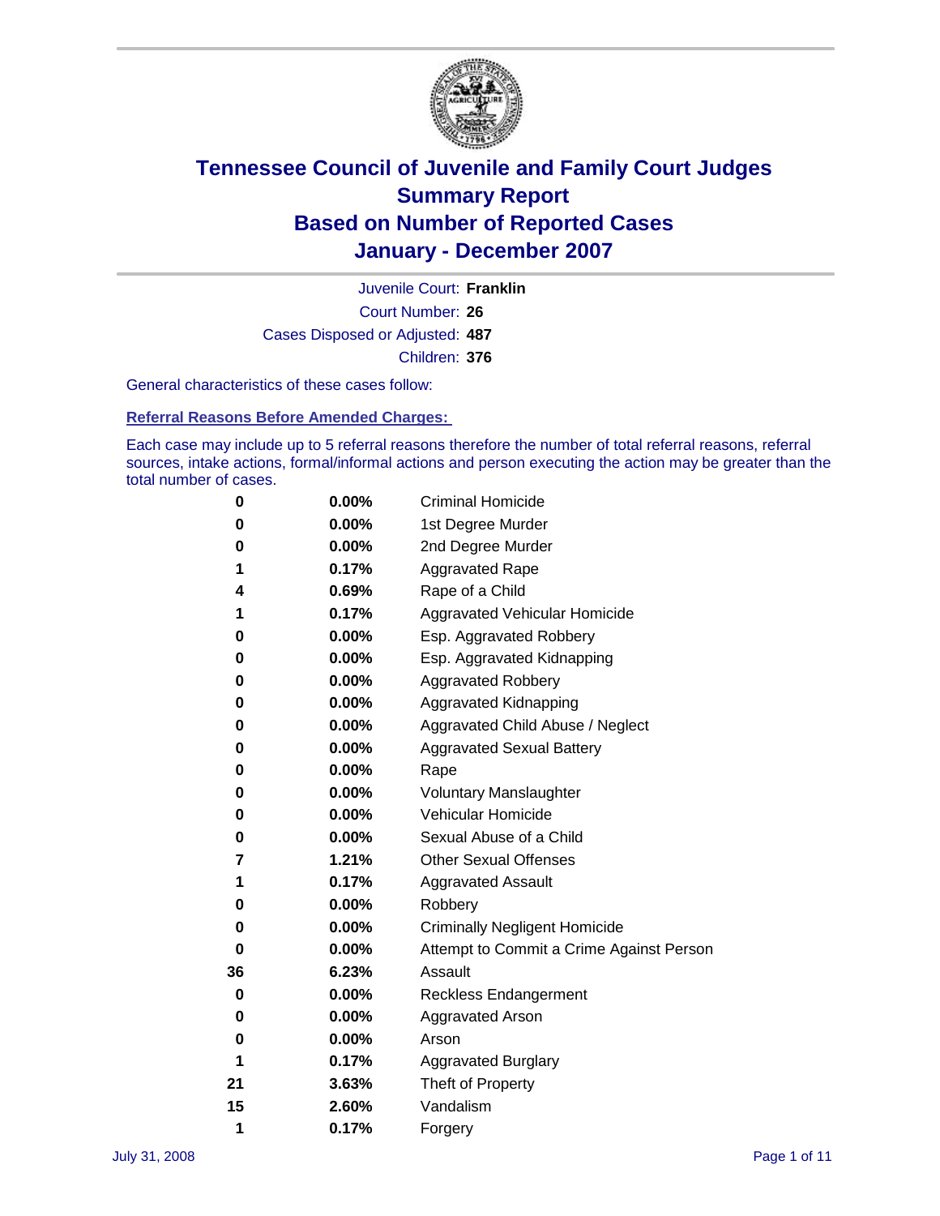# Tennessee Council of Juvenile and Family Court Judges
## Summary Report
## Based on Number of Reported Cases
## January - December 2007

Juvenile Court: **Franklin**

Court Number: **26**

Cases Disposed or Adjusted: **487**

Children: **376**

General characteristics of these cases follow:

### Referral Reasons Before Amended Charges:

Each case may include up to 5 referral reasons therefore the number of total referral reasons, referral sources, intake actions, formal/informal actions and person executing the action may be greater than the total number of cases.

| | | |
|---|---|---|
| 0 | 0.00% | Criminal Homicide |
| 0 | 0.00% | 1st Degree Murder |
| 0 | 0.00% | 2nd Degree Murder |
| 1 | 0.17% | Aggravated Rape |
| 4 | 0.69% | Rape of a Child |
| 1 | 0.17% | Aggravated Vehicular Homicide |
| 0 | 0.00% | Esp. Aggravated Robbery |
| 0 | 0.00% | Esp. Aggravated Kidnapping |
| 0 | 0.00% | Aggravated Robbery |
| 0 | 0.00% | Aggravated Kidnapping |
| 0 | 0.00% | Aggravated Child Abuse / Neglect |
| 0 | 0.00% | Aggravated Sexual Battery |
| 0 | 0.00% | Rape |
| 0 | 0.00% | Voluntary Manslaughter |
| 0 | 0.00% | Vehicular Homicide |
| 0 | 0.00% | Sexual Abuse of a Child |
| 7 | 1.21% | Other Sexual Offenses |
| 1 | 0.17% | Aggravated Assault |
| 0 | 0.00% | Robbery |
| 0 | 0.00% | Criminally Negligent Homicide |
| 0 | 0.00% | Attempt to Commit a Crime Against Person |
| 36 | 6.23% | Assault |
| 0 | 0.00% | Reckless Endangerment |
| 0 | 0.00% | Aggravated Arson |
| 0 | 0.00% | Arson |
| 1 | 0.17% | Aggravated Burglary |
| 21 | 3.63% | Theft of Property |
| 15 | 2.60% | Vandalism |
| 1 | 0.17% | Forgery |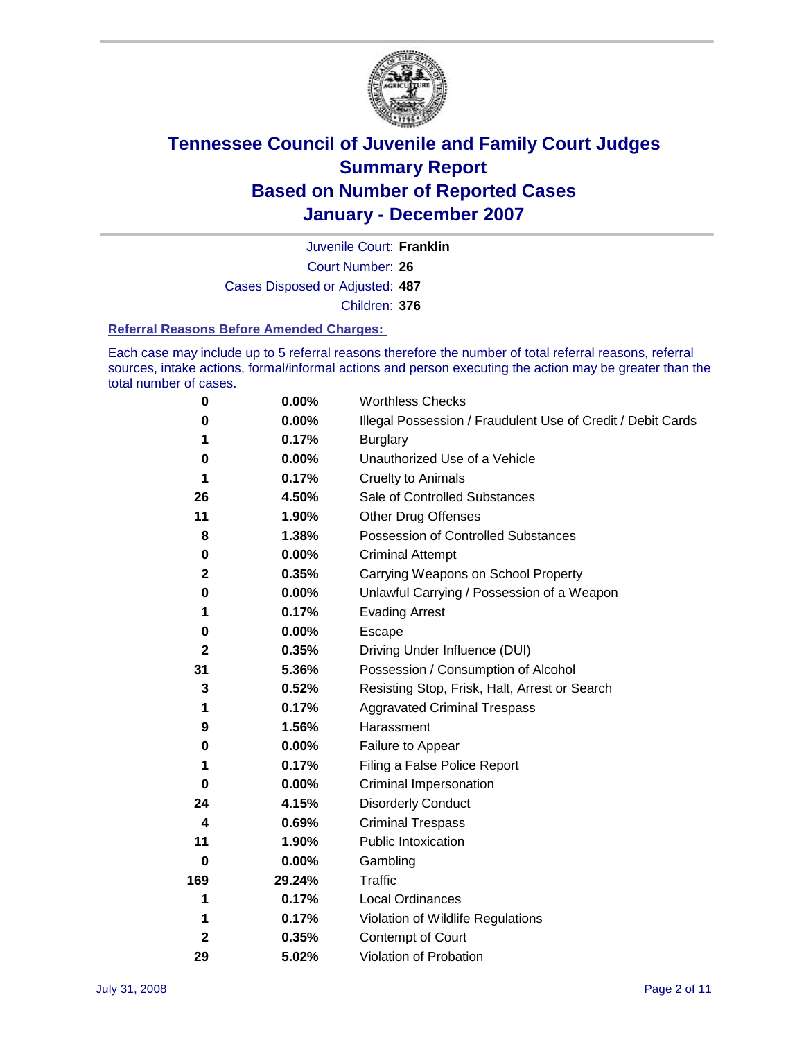# Tennessee Council of Juvenile and Family Court Judges
## Summary Report
## Based on Number of Reported Cases
## January - December 2007

Juvenile Court: **Franklin**

Court Number: **26**

Cases Disposed or Adjusted: **487**

Children: **376**

### Referral Reasons Before Amended Charges:

Each case may include up to 5 referral reasons therefore the number of total referral reasons, referral sources, intake actions, formal/informal actions and person executing the action may be greater than the total number of cases.

| Count | Percent | Referral Reason |
|---|---|---|
| 0 | 0.00% | Worthless Checks |
| 0 | 0.00% | Illegal Possession / Fraudulent Use of Credit / Debit Cards |
| 1 | 0.17% | Burglary |
| 0 | 0.00% | Unauthorized Use of a Vehicle |
| 1 | 0.17% | Cruelty to Animals |
| 26 | 4.50% | Sale of Controlled Substances |
| 11 | 1.90% | Other Drug Offenses |
| 8 | 1.38% | Possession of Controlled Substances |
| 0 | 0.00% | Criminal Attempt |
| 2 | 0.35% | Carrying Weapons on School Property |
| 0 | 0.00% | Unlawful Carrying / Possession of a Weapon |
| 1 | 0.17% | Evading Arrest |
| 0 | 0.00% | Escape |
| 2 | 0.35% | Driving Under Influence (DUI) |
| 31 | 5.36% | Possession / Consumption of Alcohol |
| 3 | 0.52% | Resisting Stop, Frisk, Halt, Arrest or Search |
| 1 | 0.17% | Aggravated Criminal Trespass |
| 9 | 1.56% | Harassment |
| 0 | 0.00% | Failure to Appear |
| 1 | 0.17% | Filing a False Police Report |
| 0 | 0.00% | Criminal Impersonation |
| 24 | 4.15% | Disorderly Conduct |
| 4 | 0.69% | Criminal Trespass |
| 11 | 1.90% | Public Intoxication |
| 0 | 0.00% | Gambling |
| 169 | 29.24% | Traffic |
| 1 | 0.17% | Local Ordinances |
| 1 | 0.17% | Violation of Wildlife Regulations |
| 2 | 0.35% | Contempt of Court |
| 29 | 5.02% | Violation of Probation |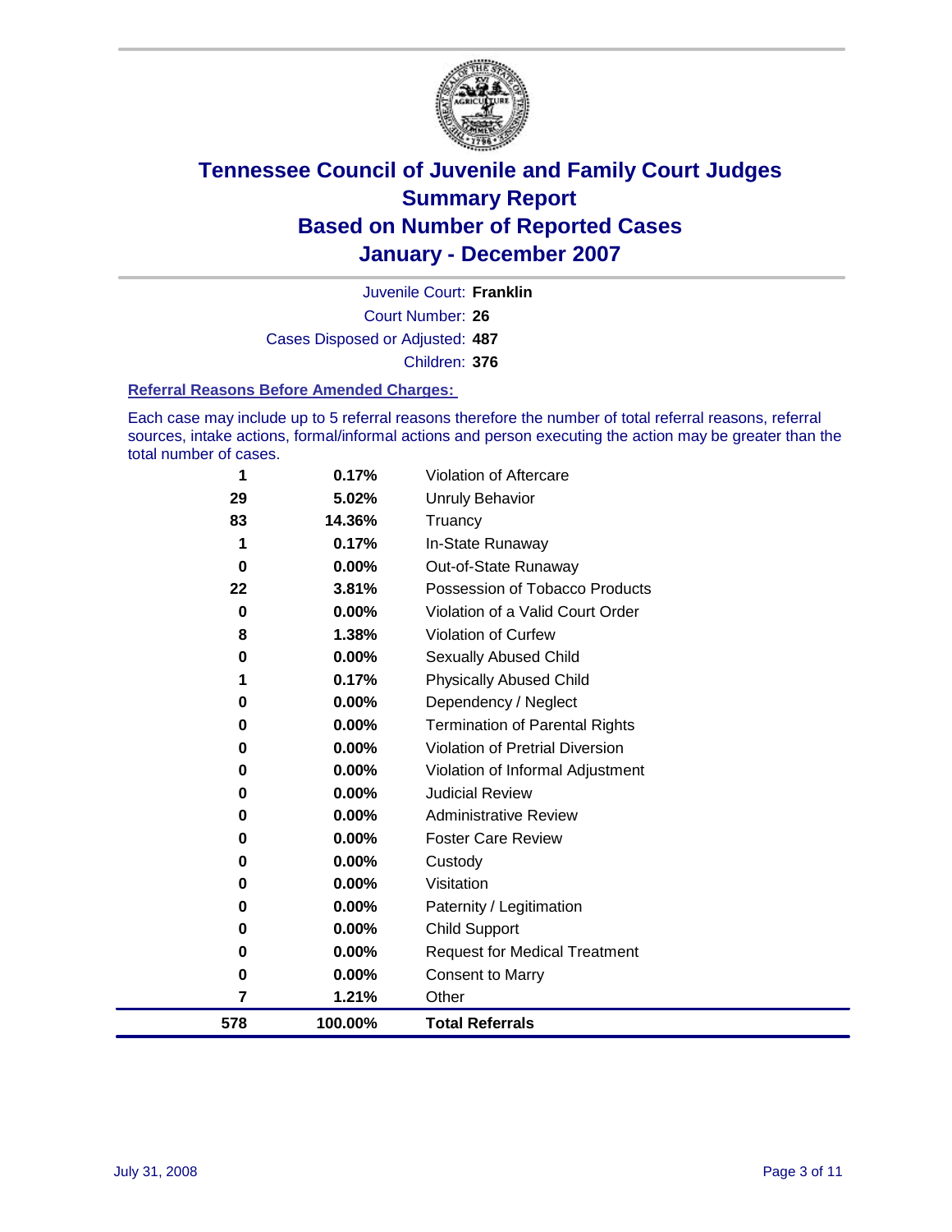# Tennessee Council of Juvenile and Family Court Judges
## Summary Report
## Based on Number of Reported Cases
## January - December 2007

Juvenile Court: **Franklin**

Court Number: **26**

Cases Disposed or Adjusted: **487**

Children: **376**

### Referral Reasons Before Amended Charges:

Each case may include up to 5 referral reasons therefore the number of total referral reasons, referral sources, intake actions, formal/informal actions and person executing the action may be greater than the total number of cases.

| Count | Percent | Referral Reason |
|---|---|---|
| 1 | 0.17% | Violation of Aftercare |
| 29 | 5.02% | Unruly Behavior |
| 83 | 14.36% | Truancy |
| 1 | 0.17% | In-State Runaway |
| 0 | 0.00% | Out-of-State Runaway |
| 22 | 3.81% | Possession of Tobacco Products |
| 0 | 0.00% | Violation of a Valid Court Order |
| 8 | 1.38% | Violation of Curfew |
| 0 | 0.00% | Sexually Abused Child |
| 1 | 0.17% | Physically Abused Child |
| 0 | 0.00% | Dependency / Neglect |
| 0 | 0.00% | Termination of Parental Rights |
| 0 | 0.00% | Violation of Pretrial Diversion |
| 0 | 0.00% | Violation of Informal Adjustment |
| 0 | 0.00% | Judicial Review |
| 0 | 0.00% | Administrative Review |
| 0 | 0.00% | Foster Care Review |
| 0 | 0.00% | Custody |
| 0 | 0.00% | Visitation |
| 0 | 0.00% | Paternity / Legitimation |
| 0 | 0.00% | Child Support |
| 0 | 0.00% | Request for Medical Treatment |
| 0 | 0.00% | Consent to Marry |
| 7 | 1.21% | Other |
| **578** | **100.00%** | **Total Referrals** |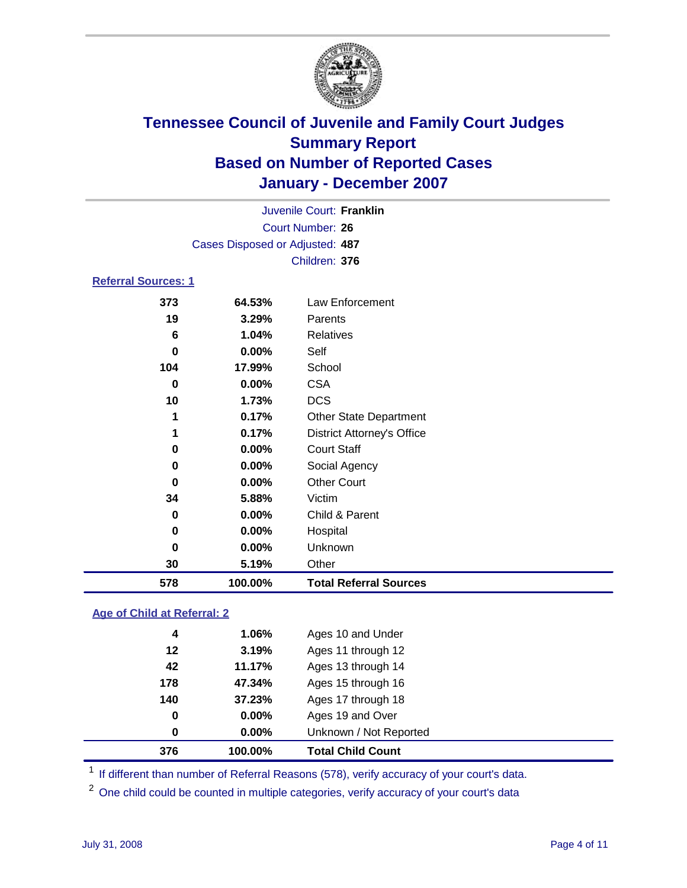# Tennessee Council of Juvenile and Family Court Judges
## Summary Report
## Based on Number of Reported Cases
## January - December 2007

Juvenile Court: **Franklin**
Court Number: **26**
Cases Disposed or Adjusted: **487**
Children: **376**

### Referral Sources: 1

| | | |
|---|---|---|
| 373 | 64.53% | Law Enforcement |
| 19 | 3.29% | Parents |
| 6 | 1.04% | Relatives |
| 0 | 0.00% | Self |
| 104 | 17.99% | School |
| 0 | 0.00% | CSA |
| 10 | 1.73% | DCS |
| 1 | 0.17% | Other State Department |
| 1 | 0.17% | District Attorney's Office |
| 0 | 0.00% | Court Staff |
| 0 | 0.00% | Social Agency |
| 0 | 0.00% | Other Court |
| 34 | 5.88% | Victim |
| 0 | 0.00% | Child & Parent |
| 0 | 0.00% | Hospital |
| 0 | 0.00% | Unknown |
| 30 | 5.19% | Other |
| **578** | **100.00%** | **Total Referral Sources** |

### Age of Child at Referral: 2

| | | |
|---|---|---|
| 4 | 1.06% | Ages 10 and Under |
| 12 | 3.19% | Ages 11 through 12 |
| 42 | 11.17% | Ages 13 through 14 |
| 178 | 47.34% | Ages 15 through 16 |
| 140 | 37.23% | Ages 17 through 18 |
| 0 | 0.00% | Ages 19 and Over |
| 0 | 0.00% | Unknown / Not Reported |
| **376** | **100.00%** | **Total Child Count** |

[1] If different than number of Referral Reasons (578), verify accuracy of your court's data.

[2] One child could be counted in multiple categories, verify accuracy of your court's data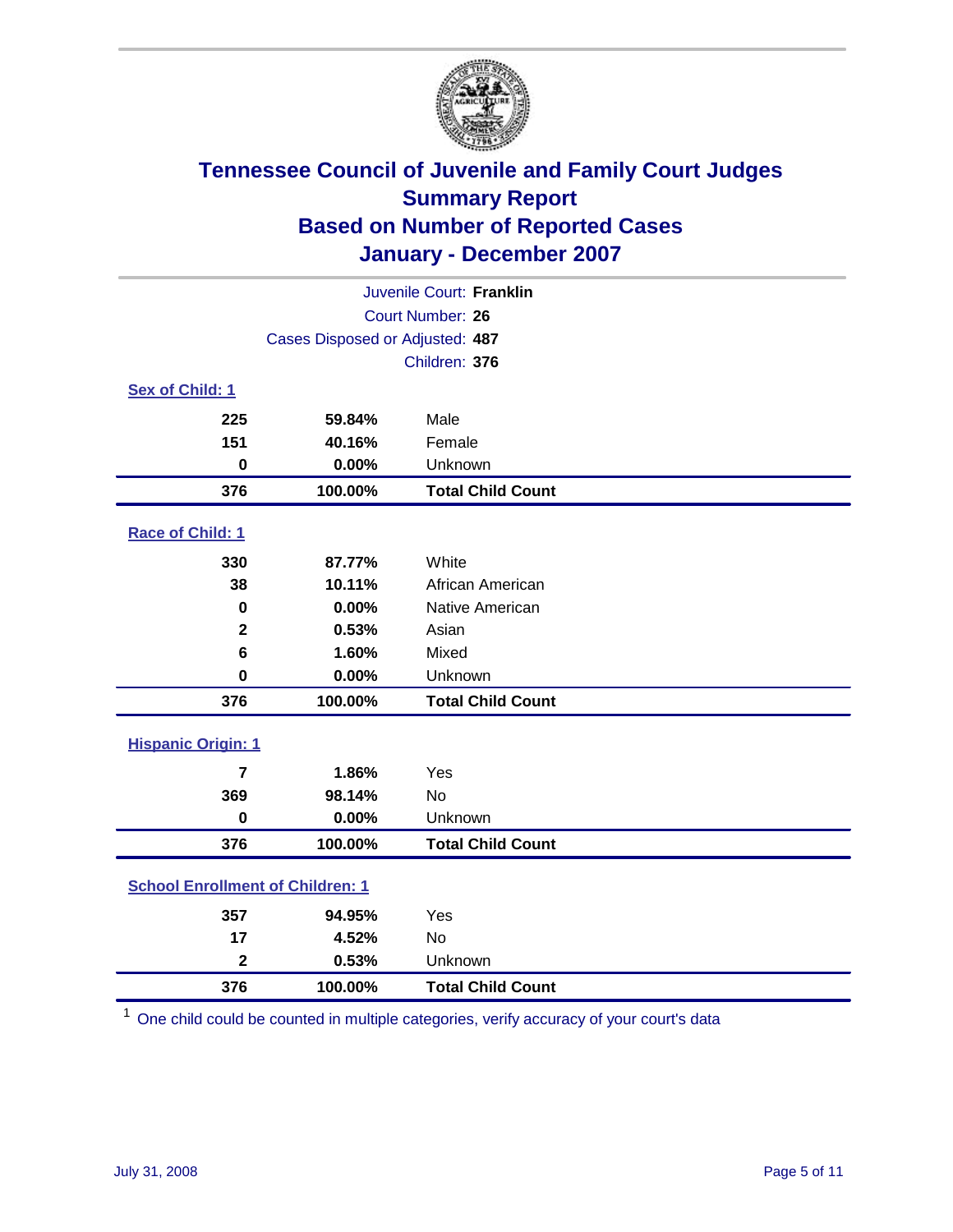# Tennessee Council of Juvenile and Family Court Judges
## Summary Report
## Based on Number of Reported Cases
## January - December 2007

Juvenile Court: **Franklin**

Court Number: **26**

Cases Disposed or Adjusted: **487**

Children: **376**

### Sex of Child: 1

| Count | Percent | Category |
|---|---|---|
| 225 | 59.84% | Male |
| 151 | 40.16% | Female |
| 0 | 0.00% | Unknown |
| **376** | **100.00%** | **Total Child Count** |

### Race of Child: 1

| Count | Percent | Category |
|---|---|---|
| 330 | 87.77% | White |
| 38 | 10.11% | African American |
| 0 | 0.00% | Native American |
| 2 | 0.53% | Asian |
| 6 | 1.60% | Mixed |
| 0 | 0.00% | Unknown |
| **376** | **100.00%** | **Total Child Count** |

### Hispanic Origin: 1

| Count | Percent | Category |
|---|---|---|
| 7 | 1.86% | Yes |
| 369 | 98.14% | No |
| 0 | 0.00% | Unknown |
| **376** | **100.00%** | **Total Child Count** |

### School Enrollment of Children: 1

| Count | Percent | Category |
|---|---|---|
| 357 | 94.95% | Yes |
| 17 | 4.52% | No |
| 2 | 0.53% | Unknown |
| **376** | **100.00%** | **Total Child Count** |

[1] One child could be counted in multiple categories, verify accuracy of your court's data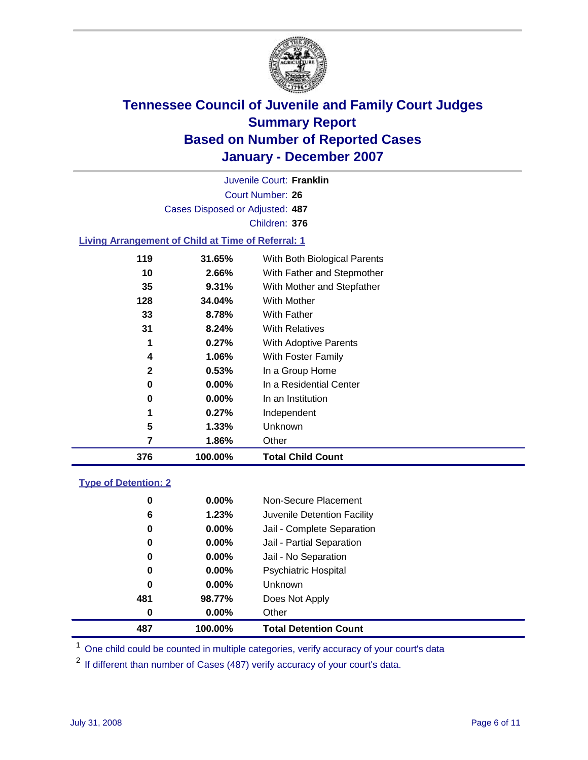# Tennessee Council of Juvenile and Family Court Judges
## Summary Report
## Based on Number of Reported Cases
## January - December 2007

Juvenile Court: **Franklin**

Court Number: **26**

Cases Disposed or Adjusted: **487**

Children: **376**

### Living Arrangement of Child at Time of Referral: 1

| Count | Percent | Living Arrangement |
|---|---|---|
| 119 | 31.65% | With Both Biological Parents |
| 10 | 2.66% | With Father and Stepmother |
| 35 | 9.31% | With Mother and Stepfather |
| 128 | 34.04% | With Mother |
| 33 | 8.78% | With Father |
| 31 | 8.24% | With Relatives |
| 1 | 0.27% | With Adoptive Parents |
| 4 | 1.06% | With Foster Family |
| 2 | 0.53% | In a Group Home |
| 0 | 0.00% | In a Residential Center |
| 0 | 0.00% | In an Institution |
| 1 | 0.27% | Independent |
| 5 | 1.33% | Unknown |
| 7 | 1.86% | Other |
| **376** | **100.00%** | **Total Child Count** |

### Type of Detention: 2

| Count | Percent | Type of Detention |
|---|---|---|
| 0 | 0.00% | Non-Secure Placement |
| 6 | 1.23% | Juvenile Detention Facility |
| 0 | 0.00% | Jail - Complete Separation |
| 0 | 0.00% | Jail - Partial Separation |
| 0 | 0.00% | Jail - No Separation |
| 0 | 0.00% | Psychiatric Hospital |
| 0 | 0.00% | Unknown |
| 481 | 98.77% | Does Not Apply |
| 0 | 0.00% | Other |
| **487** | **100.00%** | **Total Detention Count** |

[1] One child could be counted in multiple categories, verify accuracy of your court's data

[2] If different than number of Cases (487) verify accuracy of your court's data.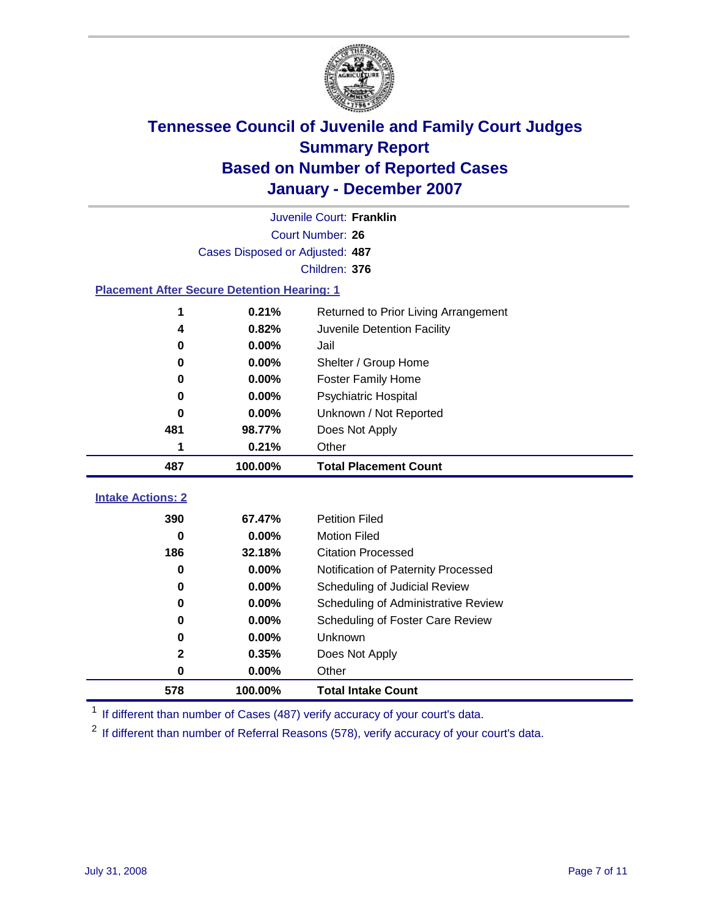# Tennessee Council of Juvenile and Family Court Judges
## Summary Report
## Based on Number of Reported Cases
## January - December 2007

Juvenile Court: **Franklin**

Court Number: **26**

Cases Disposed or Adjusted: **487**

Children: **376**

### Placement After Secure Detention Hearing: 1

| Count | Percent | Placement |
|---|---|---|
| 1 | 0.21% | Returned to Prior Living Arrangement |
| 4 | 0.82% | Juvenile Detention Facility |
| 0 | 0.00% | Jail |
| 0 | 0.00% | Shelter / Group Home |
| 0 | 0.00% | Foster Family Home |
| 0 | 0.00% | Psychiatric Hospital |
| 0 | 0.00% | Unknown / Not Reported |
| 481 | 98.77% | Does Not Apply |
| 1 | 0.21% | Other |
| **487** | **100.00%** | **Total Placement Count** |

### Intake Actions: 2

| Count | Percent | Intake Action |
|---|---|---|
| 390 | 67.47% | Petition Filed |
| 0 | 0.00% | Motion Filed |
| 186 | 32.18% | Citation Processed |
| 0 | 0.00% | Notification of Paternity Processed |
| 0 | 0.00% | Scheduling of Judicial Review |
| 0 | 0.00% | Scheduling of Administrative Review |
| 0 | 0.00% | Scheduling of Foster Care Review |
| 0 | 0.00% | Unknown |
| 2 | 0.35% | Does Not Apply |
| 0 | 0.00% | Other |
| **578** | **100.00%** | **Total Intake Count** |

[1] If different than number of Cases (487) verify accuracy of your court's data.

[2] If different than number of Referral Reasons (578), verify accuracy of your court's data.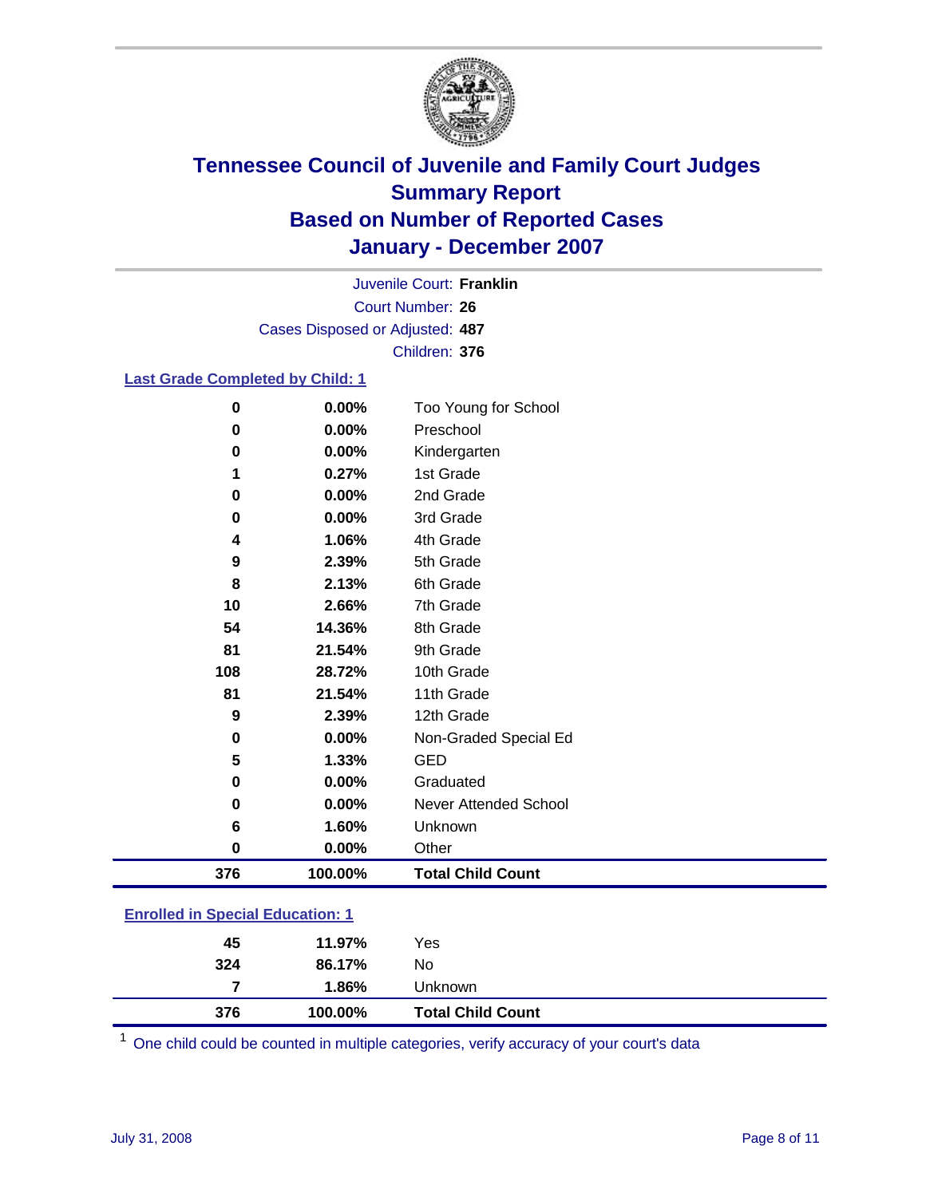# Tennessee Council of Juvenile and Family Court Judges
## Summary Report
## Based on Number of Reported Cases
## January - December 2007

Juvenile Court: **Franklin**
Court Number: **26**
Cases Disposed or Adjusted: **487**
Children: **376**

### Last Grade Completed by Child: 1

| Count | Percent | Category |
|---|---|---|
| 0 | 0.00% | Too Young for School |
| 0 | 0.00% | Preschool |
| 0 | 0.00% | Kindergarten |
| 1 | 0.27% | 1st Grade |
| 0 | 0.00% | 2nd Grade |
| 0 | 0.00% | 3rd Grade |
| 4 | 1.06% | 4th Grade |
| 9 | 2.39% | 5th Grade |
| 8 | 2.13% | 6th Grade |
| 10 | 2.66% | 7th Grade |
| 54 | 14.36% | 8th Grade |
| 81 | 21.54% | 9th Grade |
| 108 | 28.72% | 10th Grade |
| 81 | 21.54% | 11th Grade |
| 9 | 2.39% | 12th Grade |
| 0 | 0.00% | Non-Graded Special Ed |
| 5 | 1.33% | GED |
| 0 | 0.00% | Graduated |
| 0 | 0.00% | Never Attended School |
| 6 | 1.60% | Unknown |
| 0 | 0.00% | Other |
| **376** | **100.00%** | **Total Child Count** |

### Enrolled in Special Education: 1

| Count | Percent | Category |
|---|---|---|
| 45 | 11.97% | Yes |
| 324 | 86.17% | No |
| 7 | 1.86% | Unknown |
| **376** | **100.00%** | **Total Child Count** |

[1] One child could be counted in multiple categories, verify accuracy of your court's data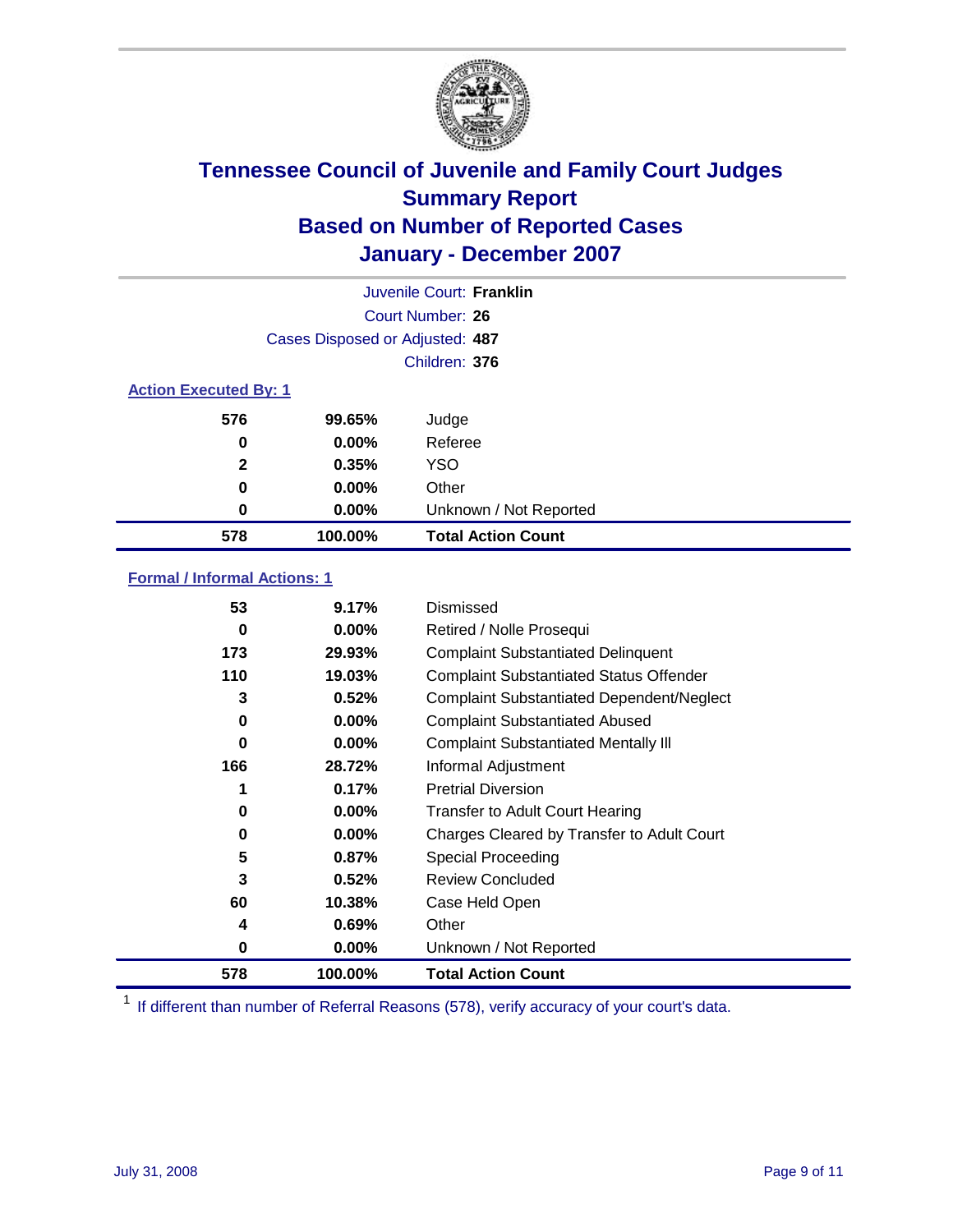# Tennessee Council of Juvenile and Family Court Judges
## Summary Report
## Based on Number of Reported Cases
## January - December 2007

Juvenile Court: **Franklin**

Court Number: **26**

Cases Disposed or Adjusted: **487**

Children: **376**

### Action Executed By: 1

| | | |
|---|---|---|
| 576 | 99.65% | Judge |
| 0 | 0.00% | Referee |
| 2 | 0.35% | YSO |
| 0 | 0.00% | Other |
| 0 | 0.00% | Unknown / Not Reported |
| **578** | **100.00%** | **Total Action Count** |

### Formal / Informal Actions: 1

| | | |
|---|---|---|
| 53 | 9.17% | Dismissed |
| 0 | 0.00% | Retired / Nolle Prosequi |
| 173 | 29.93% | Complaint Substantiated Delinquent |
| 110 | 19.03% | Complaint Substantiated Status Offender |
| 3 | 0.52% | Complaint Substantiated Dependent/Neglect |
| 0 | 0.00% | Complaint Substantiated Abused |
| 0 | 0.00% | Complaint Substantiated Mentally Ill |
| 166 | 28.72% | Informal Adjustment |
| 1 | 0.17% | Pretrial Diversion |
| 0 | 0.00% | Transfer to Adult Court Hearing |
| 0 | 0.00% | Charges Cleared by Transfer to Adult Court |
| 5 | 0.87% | Special Proceeding |
| 3 | 0.52% | Review Concluded |
| 60 | 10.38% | Case Held Open |
| 4 | 0.69% | Other |
| 0 | 0.00% | Unknown / Not Reported |
| **578** | **100.00%** | **Total Action Count** |

[1] If different than number of Referral Reasons (578), verify accuracy of your court's data.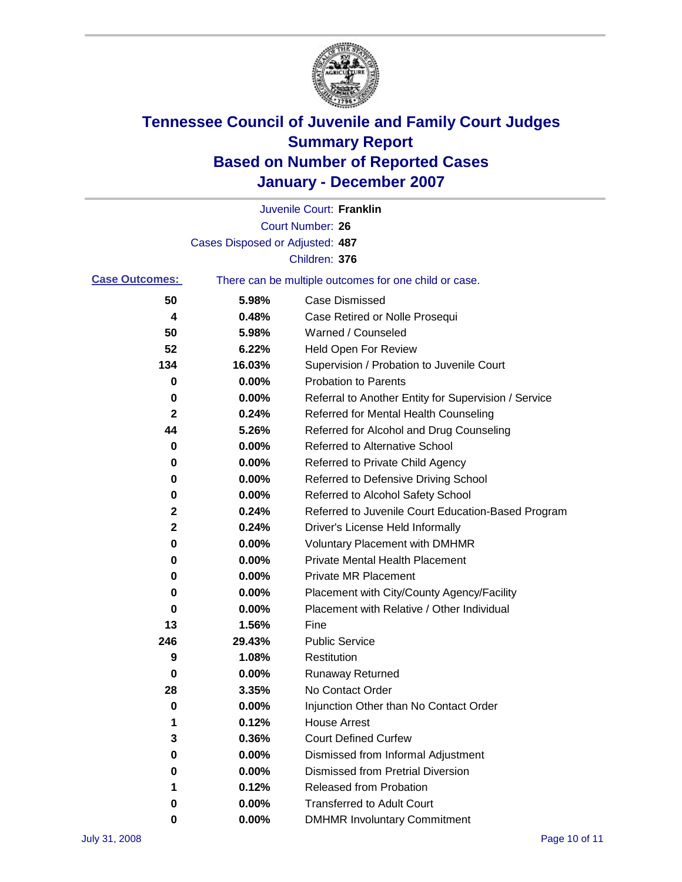# Tennessee Council of Juvenile and Family Court Judges
## Summary Report
## Based on Number of Reported Cases
## January - December 2007

Juvenile Court: **Franklin**

Court Number: **26**

Cases Disposed or Adjusted: **487**

Children: **376**

**Case Outcomes:** There can be multiple outcomes for one child or case.

| Count | Percent | Outcome |
|---|---|---|
| 50 | 5.98% | Case Dismissed |
| 4 | 0.48% | Case Retired or Nolle Prosequi |
| 50 | 5.98% | Warned / Counseled |
| 52 | 6.22% | Held Open For Review |
| 134 | 16.03% | Supervision / Probation to Juvenile Court |
| 0 | 0.00% | Probation to Parents |
| 0 | 0.00% | Referral to Another Entity for Supervision / Service |
| 2 | 0.24% | Referred for Mental Health Counseling |
| 44 | 5.26% | Referred for Alcohol and Drug Counseling |
| 0 | 0.00% | Referred to Alternative School |
| 0 | 0.00% | Referred to Private Child Agency |
| 0 | 0.00% | Referred to Defensive Driving School |
| 0 | 0.00% | Referred to Alcohol Safety School |
| 2 | 0.24% | Referred to Juvenile Court Education-Based Program |
| 2 | 0.24% | Driver's License Held Informally |
| 0 | 0.00% | Voluntary Placement with DMHMR |
| 0 | 0.00% | Private Mental Health Placement |
| 0 | 0.00% | Private MR Placement |
| 0 | 0.00% | Placement with City/County Agency/Facility |
| 0 | 0.00% | Placement with Relative / Other Individual |
| 13 | 1.56% | Fine |
| 246 | 29.43% | Public Service |
| 9 | 1.08% | Restitution |
| 0 | 0.00% | Runaway Returned |
| 28 | 3.35% | No Contact Order |
| 0 | 0.00% | Injunction Other than No Contact Order |
| 1 | 0.12% | House Arrest |
| 3 | 0.36% | Court Defined Curfew |
| 0 | 0.00% | Dismissed from Informal Adjustment |
| 0 | 0.00% | Dismissed from Pretrial Diversion |
| 1 | 0.12% | Released from Probation |
| 0 | 0.00% | Transferred to Adult Court |
| 0 | 0.00% | DMHMR Involuntary Commitment |

July 31, 2008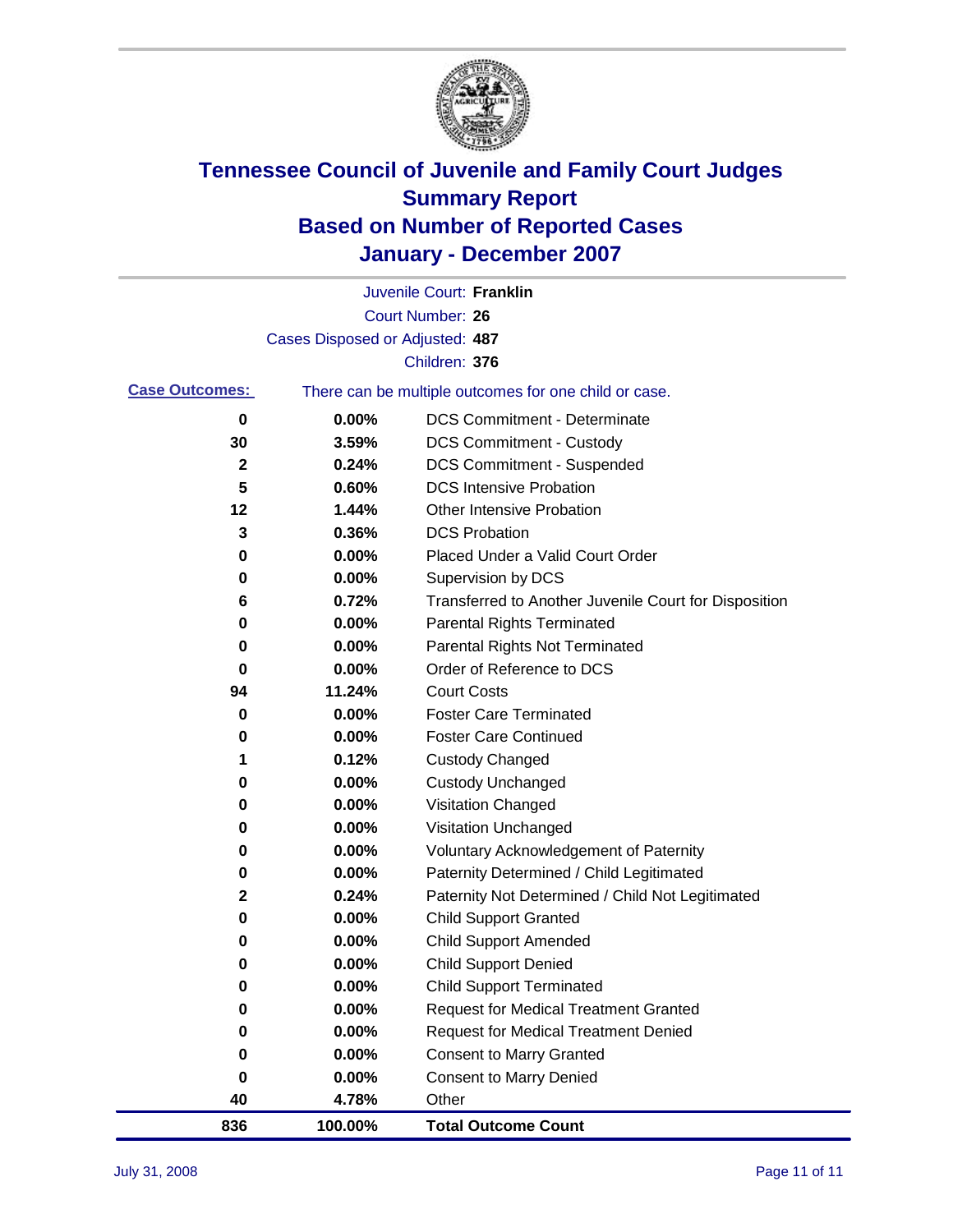# Tennessee Council of Juvenile and Family Court Judges
## Summary Report
## Based on Number of Reported Cases
## January - December 2007

Juvenile Court: **Franklin**

Court Number: **26**

Cases Disposed or Adjusted: **487**

Children: **376**

**Case Outcomes:** There can be multiple outcomes for one child or case.

| | | |
|---|---|---|
| 0 | 0.00% | DCS Commitment - Determinate |
| 30 | 3.59% | DCS Commitment - Custody |
| 2 | 0.24% | DCS Commitment - Suspended |
| 5 | 0.60% | DCS Intensive Probation |
| 12 | 1.44% | Other Intensive Probation |
| 3 | 0.36% | DCS Probation |
| 0 | 0.00% | Placed Under a Valid Court Order |
| 0 | 0.00% | Supervision by DCS |
| 6 | 0.72% | Transferred to Another Juvenile Court for Disposition |
| 0 | 0.00% | Parental Rights Terminated |
| 0 | 0.00% | Parental Rights Not Terminated |
| 0 | 0.00% | Order of Reference to DCS |
| 94 | 11.24% | Court Costs |
| 0 | 0.00% | Foster Care Terminated |
| 0 | 0.00% | Foster Care Continued |
| 1 | 0.12% | Custody Changed |
| 0 | 0.00% | Custody Unchanged |
| 0 | 0.00% | Visitation Changed |
| 0 | 0.00% | Visitation Unchanged |
| 0 | 0.00% | Voluntary Acknowledgement of Paternity |
| 0 | 0.00% | Paternity Determined / Child Legitimated |
| 2 | 0.24% | Paternity Not Determined / Child Not Legitimated |
| 0 | 0.00% | Child Support Granted |
| 0 | 0.00% | Child Support Amended |
| 0 | 0.00% | Child Support Denied |
| 0 | 0.00% | Child Support Terminated |
| 0 | 0.00% | Request for Medical Treatment Granted |
| 0 | 0.00% | Request for Medical Treatment Denied |
| 0 | 0.00% | Consent to Marry Granted |
| 0 | 0.00% | Consent to Marry Denied |
| 40 | 4.78% | Other |
| **836** | **100.00%** | **Total Outcome Count** |

July 31, 2008